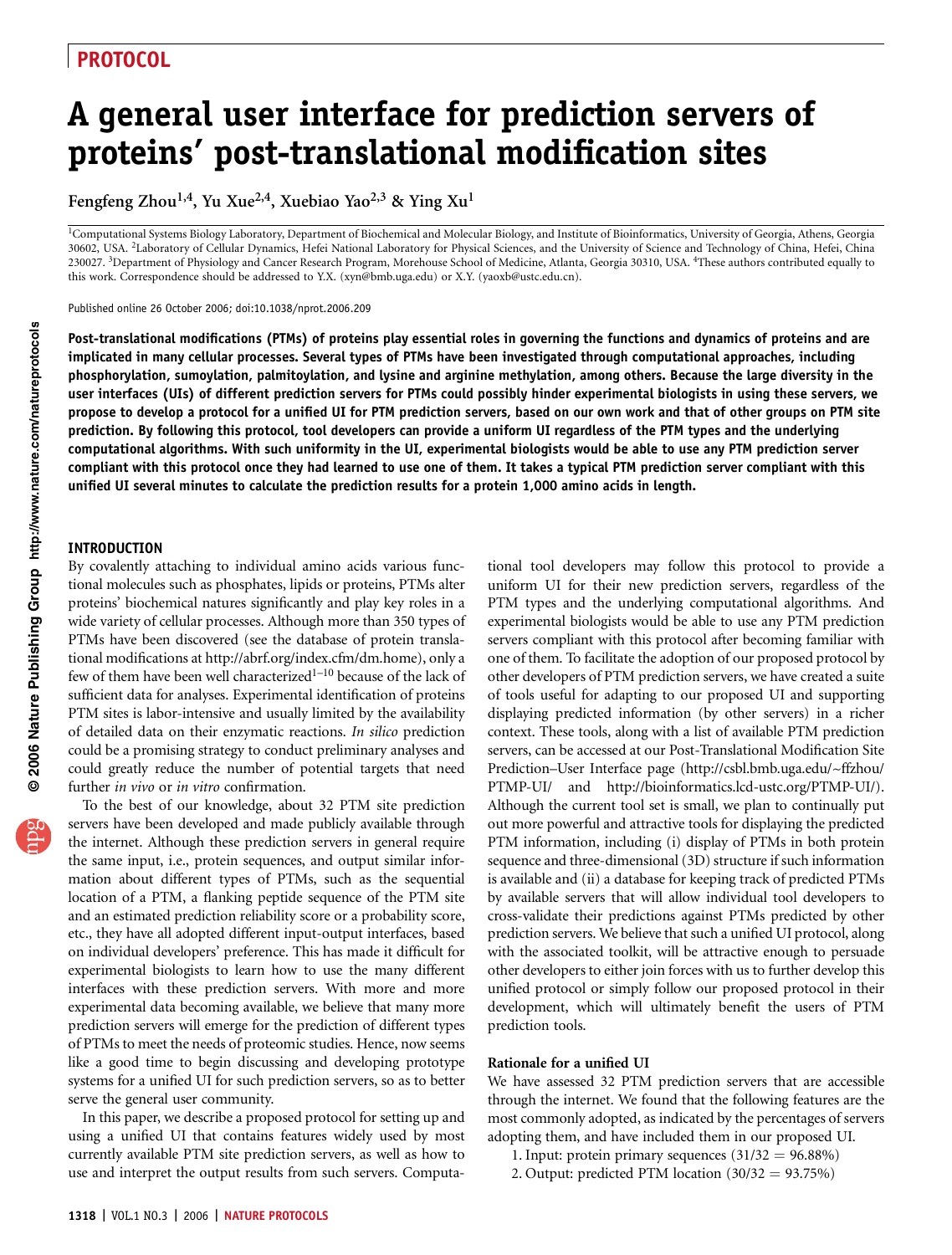# A general user interface for prediction servers of proteins' post-translational modification sites

Fengfeng Zhou[1,4], Yu Xue[2,4], Xuebiao Yao[2,3] & Ying Xu[1]

[1]Computational Systems Biology Laboratory, Department of Biochemical and Molecular Biology, and Institute of Bioinformatics, University of Georgia, Athens, Georgia 30602, USA. [2]Laboratory of Cellular Dynamics, Hefei National Laboratory for Physical Sciences, and the University of Science and Technology of China, Hefei, China 230027. [3]Department of Physiology and Cancer Research Program, Morehouse School of Medicine, Atlanta, Georgia 30310, USA. [4]These authors contributed equally to this work. Correspondence should be addressed to Y.X. (xyn@bmb.uga.edu) or X.Y. (yaoxb@ustc.edu.cn).

Published online 26 October 2006; doi:10.1038/nprot.2006.209

**Post-translational modifications (PTMs) of proteins play essential roles in governing the functions and dynamics of proteins and are implicated in many cellular processes. Several types of PTMs have been investigated through computational approaches, including phosphorylation, sumoylation, palmitoylation, and lysine and arginine methylation, among others. Because the large diversity in the user interfaces (UIs) of different prediction servers for PTMs could possibly hinder experimental biologists in using these servers, we propose to develop a protocol for a unified UI for PTM prediction servers, based on our own work and that of other groups on PTM site prediction. By following this protocol, tool developers can provide a uniform UI regardless of the PTM types and the underlying computational algorithms. With such uniformity in the UI, experimental biologists would be able to use any PTM prediction server compliant with this protocol once they had learned to use one of them. It takes a typical PTM prediction server compliant with this unified UI several minutes to calculate the prediction results for a protein 1,000 amino acids in length.**

## INTRODUCTION

By covalently attaching to individual amino acids various functional molecules such as phosphates, lipids or proteins, PTMs alter proteins' biochemical natures significantly and play key roles in a wide variety of cellular processes. Although more than 350 types of PTMs have been discovered (see the database of protein translational modifications at http://abrf.org/index.cfm/dm.home), only a few of them have been well characterized[1–10] because of the lack of sufficient data for analyses. Experimental identification of proteins PTM sites is labor-intensive and usually limited by the availability of detailed data on their enzymatic reactions. *In silico* prediction could be a promising strategy to conduct preliminary analyses and could greatly reduce the number of potential targets that need further *in vivo* or *in vitro* confirmation.

To the best of our knowledge, about 32 PTM site prediction servers have been developed and made publicly available through the internet. Although these prediction servers in general require the same input, i.e., protein sequences, and output similar information about different types of PTMs, such as the sequential location of a PTM, a flanking peptide sequence of the PTM site and an estimated prediction reliability score or a probability score, etc., they have all adopted different input-output interfaces, based on individual developers' preference. This has made it difficult for experimental biologists to learn how to use the many different interfaces with these prediction servers. With more and more experimental data becoming available, we believe that many more prediction servers will emerge for the prediction of different types of PTMs to meet the needs of proteomic studies. Hence, now seems like a good time to begin discussing and developing prototype systems for a unified UI for such prediction servers, so as to better serve the general user community.

In this paper, we describe a proposed protocol for setting up and using a unified UI that contains features widely used by most currently available PTM site prediction servers, as well as how to use and interpret the output results from such servers. Computational tool developers may follow this protocol to provide a uniform UI for their new prediction servers, regardless of the PTM types and the underlying computational algorithms. And experimental biologists would be able to use any PTM prediction servers compliant with this protocol after becoming familiar with one of them. To facilitate the adoption of our proposed protocol by other developers of PTM prediction servers, we have created a suite of tools useful for adapting to our proposed UI and supporting displaying predicted information (by other servers) in a richer context. These tools, along with a list of available PTM prediction servers, can be accessed at our Post-Translational Modification Site Prediction–User Interface page (http://csbl.bmb.uga.edu/~ffzhou/PTMP-UI/ and http://bioinformatics.lcd-ustc.org/PTMP-UI/). Although the current tool set is small, we plan to continually put out more powerful and attractive tools for displaying the predicted PTM information, including (i) display of PTMs in both protein sequence and three-dimensional (3D) structure if such information is available and (ii) a database for keeping track of predicted PTMs by available servers that will allow individual tool developers to cross-validate their predictions against PTMs predicted by other prediction servers. We believe that such a unified UI protocol, along with the associated toolkit, will be attractive enough to persuade other developers to either join forces with us to further develop this unified protocol or simply follow our proposed protocol in their development, which will ultimately benefit the users of PTM prediction tools.

### Rationale for a unified UI

We have assessed 32 PTM prediction servers that are accessible through the internet. We found that the following features are the most commonly adopted, as indicated by the percentages of servers adopting them, and have included them in our proposed UI.

1. Input: protein primary sequences ($31/32 = 96.88\%$)
2. Output: predicted PTM location ($30/32 = 93.75\%$)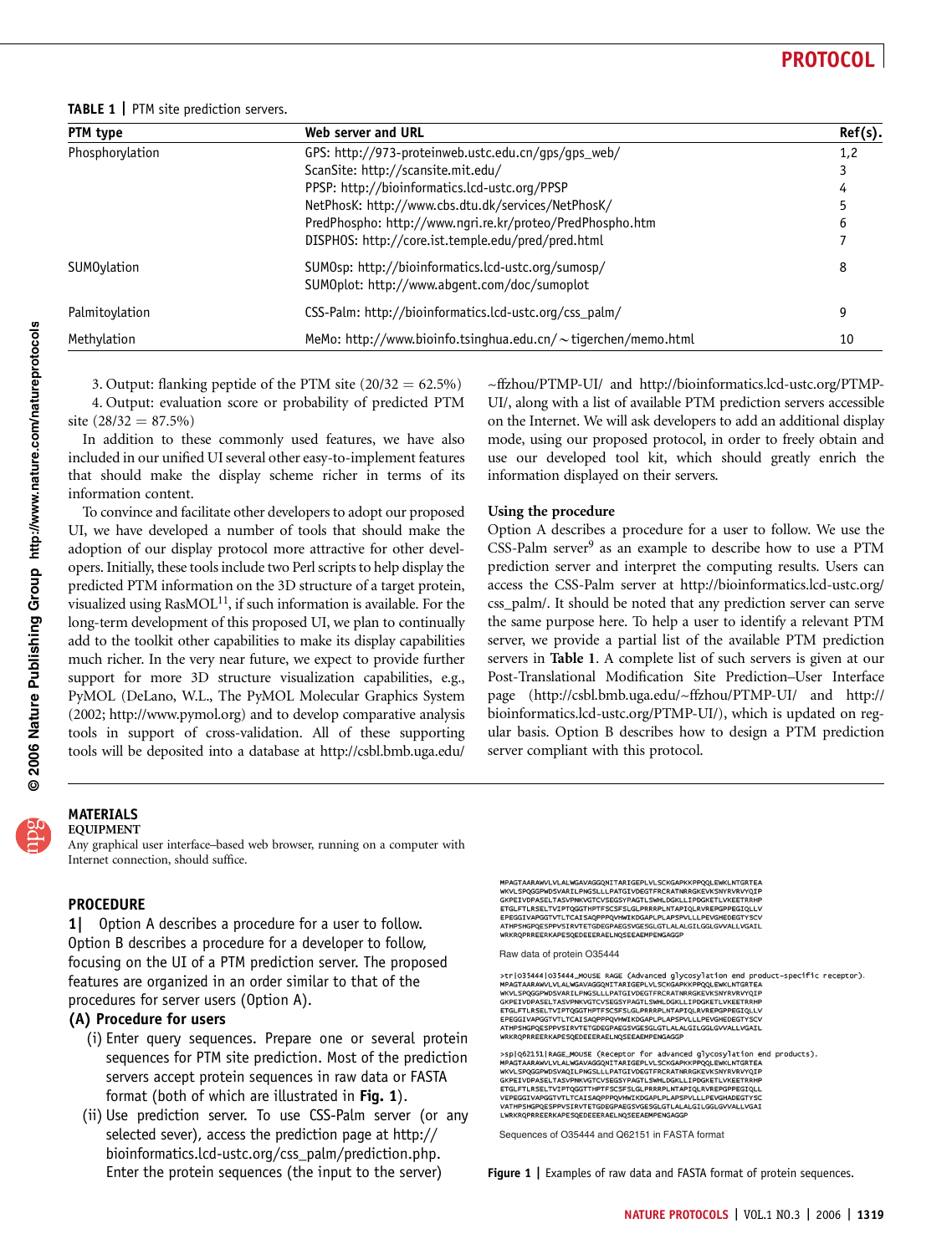**TABLE 1 |** PTM site prediction servers.

| PTM type | Web server and URL | Ref(s). |
|---|---|---|
| Phosphorylation | GPS: http://973-proteinweb.ustc.edu.cn/gps/gps_web/ | 1,2 |
| | ScanSite: http://scansite.mit.edu/ | 3 |
| | PPSP: http://bioinformatics.lcd-ustc.org/PPSP | 4 |
| | NetPhosK: http://www.cbs.dtu.dk/services/NetPhosK/ | 5 |
| | PredPhospho: http://www.ngri.re.kr/proteo/PredPhospho.htm | 6 |
| | DISPHOS: http://core.ist.temple.edu/pred/pred.html | 7 |
| SUMOylation | SUMOsp: http://bioinformatics.lcd-ustc.org/sumosp/ | 8 |
| | SUMOplot: http://www.abgent.com/doc/sumoplot | |
| Palmitoylation | CSS-Palm: http://bioinformatics.lcd-ustc.org/css_palm/ | 9 |
| Methylation | MeMo: http://www.bioinfo.tsinghua.edu.cn/~tigerchen/memo.html | 10 |

3. Output: flanking peptide of the PTM site (20/32 = 62.5%)
4. Output: evaluation score or probability of predicted PTM site (28/32 = 87.5%)

In addition to these commonly used features, we have also included in our unified UI several other easy-to-implement features that should make the display scheme richer in terms of its information content.

To convince and facilitate other developers to adopt our proposed UI, we have developed a number of tools that should make the adoption of our display protocol more attractive for other developers. Initially, these tools include two Perl scripts to help display the predicted PTM information on the 3D structure of a target protein, visualized using RasMOL[11], if such information is available. For the long-term development of this proposed UI, we plan to continually add to the toolkit other capabilities to make its display capabilities much richer. In the very near future, we expect to provide further support for more 3D structure visualization capabilities, e.g., PyMOL (DeLano, W.L., The PyMOL Molecular Graphics System (2002; http://www.pymol.org) and to develop comparative analysis tools in support of cross-validation. All of these supporting tools will be deposited into a database at http://csbl.bmb.uga.edu/~ffzhou/PTMP-UI/ and http://bioinformatics.lcd-ustc.org/PTMP-UI/, along with a list of available PTM prediction servers accessible on the Internet. We will ask developers to add an additional display mode, using our proposed protocol, in order to freely obtain and use our developed tool kit, which should greatly enrich the information displayed on their servers.

### Using the procedure

Option A describes a procedure for a user to follow. We use the CSS-Palm server[9] as an example to describe how to use a PTM prediction server and interpret the computing results. Users can access the CSS-Palm server at http://bioinformatics.lcd-ustc.org/css_palm/. It should be noted that any prediction server can serve the same purpose here. To help a user to identify a relevant PTM server, we provide a partial list of the available PTM prediction servers in **Table 1**. A complete list of such servers is given at our Post-Translational Modification Site Prediction–User Interface page (http://csbl.bmb.uga.edu/~ffzhou/PTMP-UI/ and http://bioinformatics.lcd-ustc.org/PTMP-UI/), which is updated on regular basis. Option B describes how to design a PTM prediction server compliant with this protocol.

## MATERIALS

### EQUIPMENT

Any graphical user interface–based web browser, running on a computer with Internet connection, should suffice.

## PROCEDURE

**1|** Option A describes a procedure for a user to follow. Option B describes a procedure for a developer to follow, focusing on the UI of a PTM prediction server. The proposed features are organized in an order similar to that of the procedures for server users (Option A).

**(A) Procedure for users**

(i) Enter query sequences. Prepare one or several protein sequences for PTM site prediction. Most of the prediction servers accept protein sequences in raw data or FASTA format (both of which are illustrated in **Fig. 1**).

(ii) Use prediction server. To use CSS-Palm server (or any selected sever), access the prediction page at http://bioinformatics.lcd-ustc.org/css_palm/prediction.php. Enter the protein sequences (the input to the server)

```
MPAGTAARAWVLVLALWGAVAGGQNITARIGEPLVLSCKGAPKKPPQQLEWKLNTGRTEA
WKVLSPQGGPWDSVARILPNGSLLLPATGIVDEGTFRCRATNRRGKEVKSNYRVRVYQIP
GKPEIVDPASELTASVPNKVGTCVSEGSYPAGTLSWHLDGKLLIPDGKETLVKEETRRHP
ETGLFTLRSELTVIPTQGGTHPTFSCSFSLGLPRRRPLNTAPIQLRVREPGPPEGIQLLV
EPEGGIVAPGGTVTLTCAISAQPPPQVHWIKDGAPLPLAPSPVLLLPEVGHEDEGTYSCV
ATHPSHGPQESPPVSIRVTETGDEGPAEGSVGESGLGTLALALGILGGLGVVALLVGAIL
WRKRQPRREERKAPESQEDEEERAELNQSEEAEMPENGAGGP
```

Raw data of protein O35444

```
>tr|O35444|O35444_MOUSE RAGE (Advanced glycosylation end product-specific receptor).
MPAGTAARAWVLVLALWGAVAGGQNITARIGEPLVLSCKGAPKKPPQQLEWKLNTGRTEA
WKVLSPQGGPWDSVARILPNGSLLLPATGIVDEGTFRCRATNRRGKEVKSNYRVRVYQIP
GKPEIVDPASELTASVPNKVGTCVSEGSYPAGTLSWHLDGKLLIPDGKETLVKEETRRHP
ETGLFTLRSELTVIPTQGGTHPTFSCSFSLGLPRRRPLNTAPIQLRVREPGPPEGIQLLV
EPEGGIVAPGGTVTLTCAISAQPPPQVHWIKDGAPLPLAPSPVLLLPEVGHEDEGTYSCV
ATHPSHGPQESPPVSIRVTETGDEGPAEGSVGESGLGTLALALGILGGLGVVALLVGAIL
WRKRQPRREERKAPESQEDEEERAELNQSEEAEMPENGAGGP

>sp|Q62151|RAGE_MOUSE (Receptor for advanced glycosylation end products).
MPAGTAARAWVLVLALWGAVAGGQNITARIGEPLVLSCKGAPKKPPQQLEWKLNTGRTEA
WKVLSPQGGPWDSVAQILPNGSLLLPATGIVDEGTFRCRATNRRGKEVKSNYRVRVYQIP
GKPEIVDPASELTASVPNKVGTCVSEGSYPAGTLSWHLDGKLLIPDGKETLVKEETRRHP
ETGLFTLRSELTVIPTQGGTTHPTFSCSFSLGLPRRRPLNTAPIQLRVREPGPPEGIQLL
VEPEGGIVAPGGTVTLTCAISAQPPPQVHWIKDGAPLPLAPSPVLLLPEVGHADEGTYSC
VATHPSHGPQESPPVSIRVTETGDEGPAEGSVGESGLGTLALALGILGGLGVVALLVGAI
LWRKRQPRREERKAPESQEDEEERAELNQSEEAEMPENGAGGP
```

Sequences of O35444 and Q62151 in FASTA format

**Figure 1 |** Examples of raw data and FASTA format of protein sequences.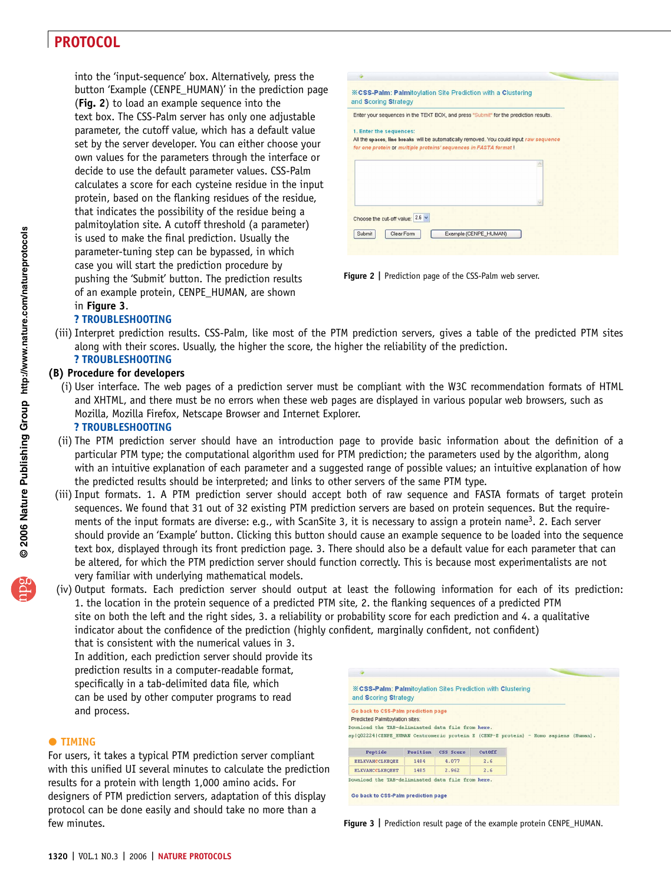into the 'input-sequence' box. Alternatively, press the button 'Example (CENPE_HUMAN)' in the prediction page (**Fig. 2**) to load an example sequence into the text box. The CSS-Palm server has only one adjustable parameter, the cutoff value, which has a default value set by the server developer. You can either choose your own values for the parameters through the interface or decide to use the default parameter values. CSS-Palm calculates a score for each cysteine residue in the input protein, based on the flanking residues of the residue, that indicates the possibility of the residue being a palmitoylation site. A cutoff threshold (a parameter) is used to make the final prediction. Usually the parameter-tuning step can be bypassed, in which case you will start the prediction procedure by pushing the 'Submit' button. The prediction results of an example protein, CENPE_HUMAN, are shown in **Figure 3**.

**? TROUBLESHOOTING**

Figure 2 | Prediction page of the CSS-Palm web server.

(iii) Interpret prediction results. CSS-Palm, like most of the PTM prediction servers, gives a table of the predicted PTM sites along with their scores. Usually, the higher the score, the higher the reliability of the prediction.

**? TROUBLESHOOTING**

**(B) Procedure for developers**

(i) User interface. The web pages of a prediction server must be compliant with the W3C recommendation formats of HTML and XHTML, and there must be no errors when these web pages are displayed in various popular web browsers, such as Mozilla, Mozilla Firefox, Netscape Browser and Internet Explorer.

**? TROUBLESHOOTING**

(ii) The PTM prediction server should have an introduction page to provide basic information about the definition of a particular PTM type; the computational algorithm used for PTM prediction; the parameters used by the algorithm, along with an intuitive explanation of each parameter and a suggested range of possible values; an intuitive explanation of how the predicted results should be interpreted; and links to other servers of the same PTM type.

(iii) Input formats. 1. A PTM prediction server should accept both of raw sequence and FASTA formats of target protein sequences. We found that 31 out of 32 existing PTM prediction servers are based on protein sequences. But the requirements of the input formats are diverse: e.g., with ScanSite 3, it is necessary to assign a protein name[3]. 2. Each server should provide an 'Example' button. Clicking this button should cause an example sequence to be loaded into the sequence text box, displayed through its front prediction page. 3. There should also be a default value for each parameter that can be altered, for which the PTM prediction server should function correctly. This is because most experimentalists are not very familiar with underlying mathematical models.

(iv) Output formats. Each prediction server should output at least the following information for each of its prediction: 1. the location in the protein sequence of a predicted PTM site, 2. the flanking sequences of a predicted PTM site on both the left and the right sides, 3. a reliability or probability score for each prediction and 4. a qualitative indicator about the confidence of the prediction (highly confident, marginally confident, not confident) that is consistent with the numerical values in 3.

In addition, each prediction server should provide its prediction results in a computer-readable format, specifically in a tab-delimited data file, which can be used by other computer programs to read and process.

Figure 3 | Prediction result page of the example protein CENPE_HUMAN.

## ● TIMING

For users, it takes a typical PTM prediction server compliant with this unified UI several minutes to calculate the prediction results for a protein with length 1,000 amino acids. For designers of PTM prediction servers, adaptation of this display protocol can be done easily and should take no more than a few minutes.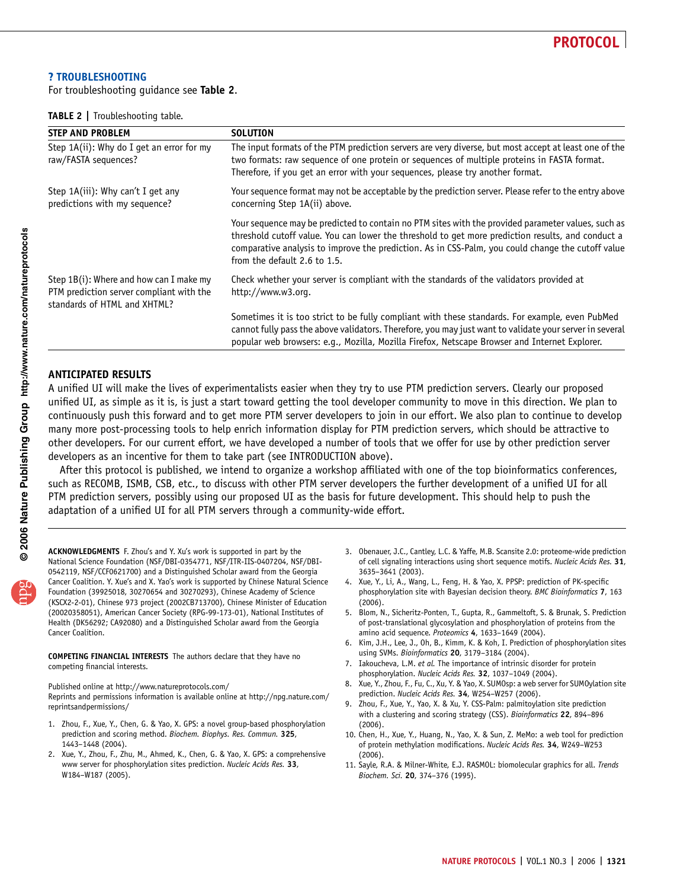## ? TROUBLESHOOTING

For troubleshooting guidance see **Table 2**.

**TABLE 2 |** Troubleshooting table.

| STEP AND PROBLEM | SOLUTION |
|---|---|
| Step 1A(ii): Why do I get an error for my raw/FASTA sequences? | The input formats of the PTM prediction servers are very diverse, but most accept at least one of the two formats: raw sequence of one protein or sequences of multiple proteins in FASTA format. Therefore, if you get an error with your sequences, please try another format. |
| Step 1A(iii): Why can't I get any predictions with my sequence? | Your sequence format may not be acceptable by the prediction server. Please refer to the entry above concerning Step 1A(ii) above. |
| | Your sequence may be predicted to contain no PTM sites with the provided parameter values, such as threshold cutoff value. You can lower the threshold to get more prediction results, and conduct a comparative analysis to improve the prediction. As in CSS-Palm, you could change the cutoff value from the default 2.6 to 1.5. |
| Step 1B(i): Where and how can I make my PTM prediction server compliant with the standards of HTML and XHTML? | Check whether your server is compliant with the standards of the validators provided at http://www.w3.org. |
| | Sometimes it is too strict to be fully compliant with these standards. For example, even PubMed cannot fully pass the above validators. Therefore, you may just want to validate your server in several popular web browsers: e.g., Mozilla, Mozilla Firefox, Netscape Browser and Internet Explorer. |

## ANTICIPATED RESULTS

A unified UI will make the lives of experimentalists easier when they try to use PTM prediction servers. Clearly our proposed unified UI, as simple as it is, is just a start toward getting the tool developer community to move in this direction. We plan to continuously push this forward and to get more PTM server developers to join in our effort. We also plan to continue to develop many more post-processing tools to help enrich information display for PTM prediction servers, which should be attractive to other developers. For our current effort, we have developed a number of tools that we offer for use by other prediction server developers as an incentive for them to take part (see INTRODUCTION above).

After this protocol is published, we intend to organize a workshop affiliated with one of the top bioinformatics conferences, such as RECOMB, ISMB, CSB, etc., to discuss with other PTM server developers the further development of a unified UI for all PTM prediction servers, possibly using our proposed UI as the basis for future development. This should help to push the adaptation of a unified UI for all PTM servers through a community-wide effort.

**ACKNOWLEDGMENTS** F. Zhou's and Y. Xu's work is supported in part by the National Science Foundation (NSF/DBI-0354771, NSF/ITR-IIS-0407204, NSF/DBI-0542119, NSF/CCF0621700) and a Distinguished Scholar award from the Georgia Cancer Coalition. Y. Xue's and X. Yao's work is supported by Chinese Natural Science Foundation (39925018, 30270654 and 30270293), Chinese Academy of Science (KSCX2-2-01), Chinese 973 project (2002CB713700), Chinese Minister of Education (20020358051), American Cancer Society (RPG-99-173-01), National Institutes of Health (DK56292; CA92080) and a Distinguished Scholar award from the Georgia Cancer Coalition.

**COMPETING FINANCIAL INTERESTS** The authors declare that they have no competing financial interests.

Published online at http://www.natureprotocols.com/
Reprints and permissions information is available online at http://npg.nature.com/reprintsandpermissions/

1. Zhou, F., Xue, Y., Chen, G. & Yao, X. GPS: a novel group-based phosphorylation prediction and scoring method. *Biochem. Biophys. Res. Commun.* **325**, 1443–1448 (2004).
2. Xue, Y., Zhou, F., Zhu, M., Ahmed, K., Chen, G. & Yao, X. GPS: a comprehensive www server for phosphorylation sites prediction. *Nucleic Acids Res.* **33**, W184–W187 (2005).
3. Obenauer, J.C., Cantley, L.C. & Yaffe, M.B. Scansite 2.0: proteome-wide prediction of cell signaling interactions using short sequence motifs. *Nucleic Acids Res.* **31**, 3635–3641 (2003).
4. Xue, Y., Li, A., Wang, L., Feng, H. & Yao, X. PPSP: prediction of PK-specific phosphorylation site with Bayesian decision theory. *BMC Bioinformatics* **7**, 163 (2006).
5. Blom, N., Sicheritz-Ponten, T., Gupta, R., Gammeltoft, S. & Brunak, S. Prediction of post-translational glycosylation and phosphorylation of proteins from the amino acid sequence. *Proteomics* **4**, 1633–1649 (2004).
6. Kim, J.H., Lee, J., Oh, B., Kimm, K. & Koh, I. Prediction of phosphorylation sites using SVMs. *Bioinformatics* **20**, 3179–3184 (2004).
7. Iakoucheva, L.M. *et al.* The importance of intrinsic disorder for protein phosphorylation. *Nucleic Acids Res.* **32**, 1037–1049 (2004).
8. Xue, Y., Zhou, F., Fu, C., Xu, Y. & Yao, X. SUMOsp: a web server for SUMOylation site prediction. *Nucleic Acids Res.* **34**, W254–W257 (2006).
9. Zhou, F., Xue, Y., Yao, X. & Xu, Y. CSS-Palm: palmitoylation site prediction with a clustering and scoring strategy (CSS). *Bioinformatics* **22**, 894–896 (2006).
10. Chen, H., Xue, Y., Huang, N., Yao, X. & Sun, Z. MeMo: a web tool for prediction of protein methylation modifications. *Nucleic Acids Res.* **34**, W249–W253 (2006).
11. Sayle, R.A. & Milner-White, E.J. RASMOL: biomolecular graphics for all. *Trends Biochem. Sci.* **20**, 374–376 (1995).